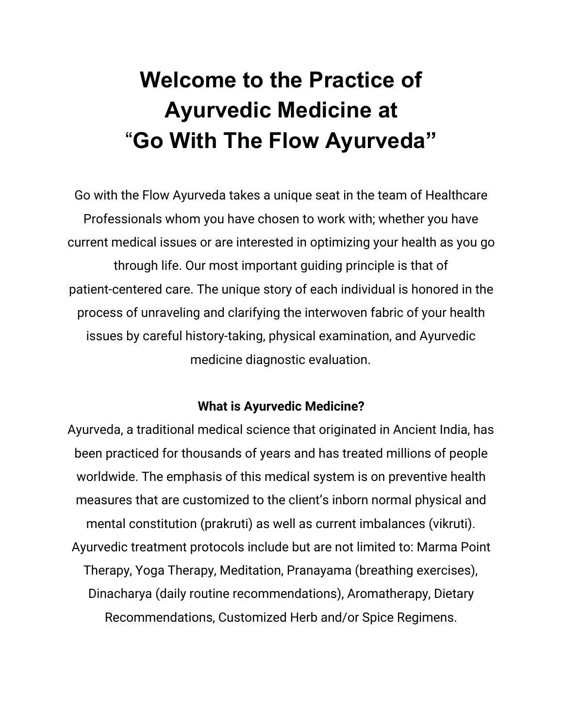# Welcome to the Practice of Ayurvedic Medicine at "Go With The Flow Ayurveda"

Go with the Flow Ayurveda takes a unique seat in the team of Healthcare Professionals whom you have chosen to work with; whether you have current medical issues or are interested in optimizing your health as you go through life. Our most important guiding principle is that of patient-centered care. The unique story of each individual is honored in the process of unraveling and clarifying the interwoven fabric of your health issues by careful history-taking, physical examination, and Ayurvedic medicine diagnostic evaluation.

**What is Ayurvedic Medicine?**

Ayurveda, a traditional medical science that originated in Ancient India, has been practiced for thousands of years and has treated millions of people worldwide. The emphasis of this medical system is on preventive health measures that are customized to the client's inborn normal physical and mental constitution (prakruti) as well as current imbalances (vikruti). Ayurvedic treatment protocols include but are not limited to: Marma Point Therapy, Yoga Therapy, Meditation, Pranayama (breathing exercises), Dinacharya (daily routine recommendations), Aromatherapy, Dietary Recommendations, Customized Herb and/or Spice Regimens.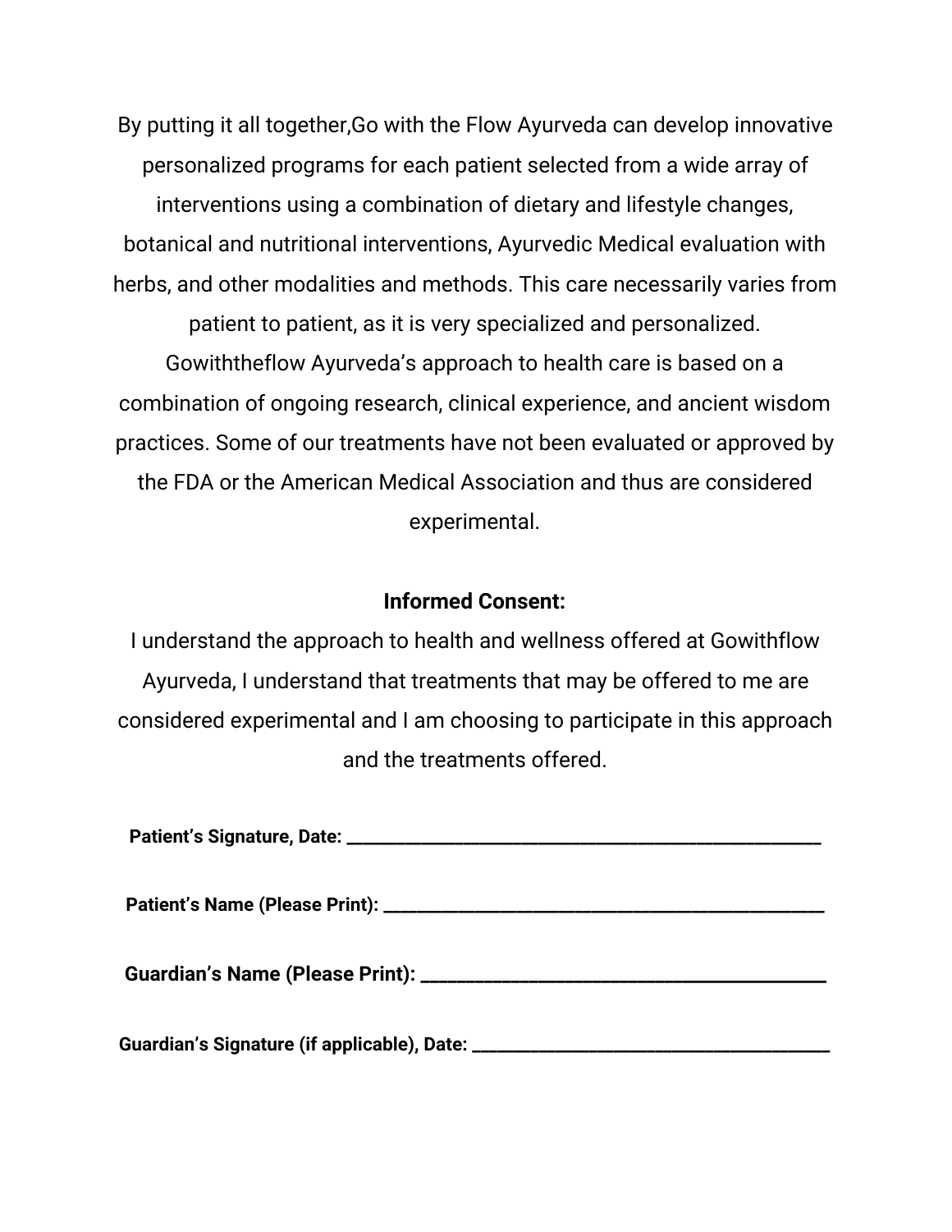By putting it all together,Go with the Flow Ayurveda can develop innovative personalized programs for each patient selected from a wide array of interventions using a combination of dietary and lifestyle changes, botanical and nutritional interventions, Ayurvedic Medical evaluation with herbs, and other modalities and methods. This care necessarily varies from patient to patient, as it is very specialized and personalized. Gowiththeflow Ayurveda's approach to health care is based on a combination of ongoing research, clinical experience, and ancient wisdom practices. Some of our treatments have not been evaluated or approved by the FDA or the American Medical Association and thus are considered experimental.

**Informed Consent:**

I understand the approach to health and wellness offered at Gowithflow Ayurveda, I understand that treatments that may be offered to me are considered experimental and I am choosing to participate in this approach and the treatments offered.

**Patient's Signature, Date:** ______________________________________________

**Patient's Name (Please Print):** __________________________________________

**Guardian's Name (Please Print):** ________________________________________

**Guardian's Signature (if applicable), Date:** ________________________________